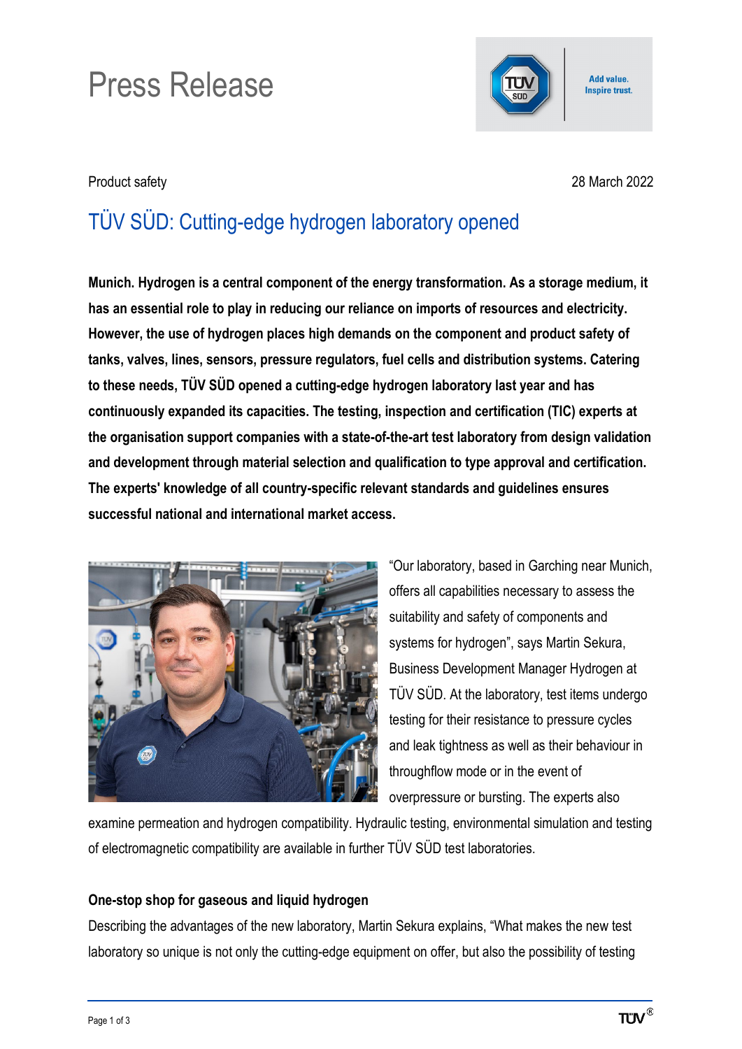# Press Release

Product safety

28 March 2022

## TÜV SÜD: Cutting-edge hydrogen laboratory opened

**Munich. Hydrogen is a central component of the energy transformation. As a storage medium, it has an essential role to play in reducing our reliance on imports of resources and electricity. However, the use of hydrogen places high demands on the component and product safety of tanks, valves, lines, sensors, pressure regulators, fuel cells and distribution systems. Catering to these needs, TÜV SÜD opened a cutting-edge hydrogen laboratory last year and has continuously expanded its capacities. The testing, inspection and certification (TIC) experts at the organisation support companies with a state-of-the-art test laboratory from design validation and development through material selection and qualification to type approval and certification. The experts' knowledge of all country-specific relevant standards and guidelines ensures successful national and international market access.**

"Our laboratory, based in Garching near Munich, offers all capabilities necessary to assess the suitability and safety of components and systems for hydrogen", says Martin Sekura, Business Development Manager Hydrogen at TÜV SÜD. At the laboratory, test items undergo testing for their resistance to pressure cycles and leak tightness as well as their behaviour in throughflow mode or in the event of overpressure or bursting. The experts also examine permeation and hydrogen compatibility. Hydraulic testing, environmental simulation and testing of electromagnetic compatibility are available in further TÜV SÜD test laboratories.

### One-stop shop for gaseous and liquid hydrogen

Describing the advantages of the new laboratory, Martin Sekura explains, "What makes the new test laboratory so unique is not only the cutting-edge equipment on offer, but also the possibility of testing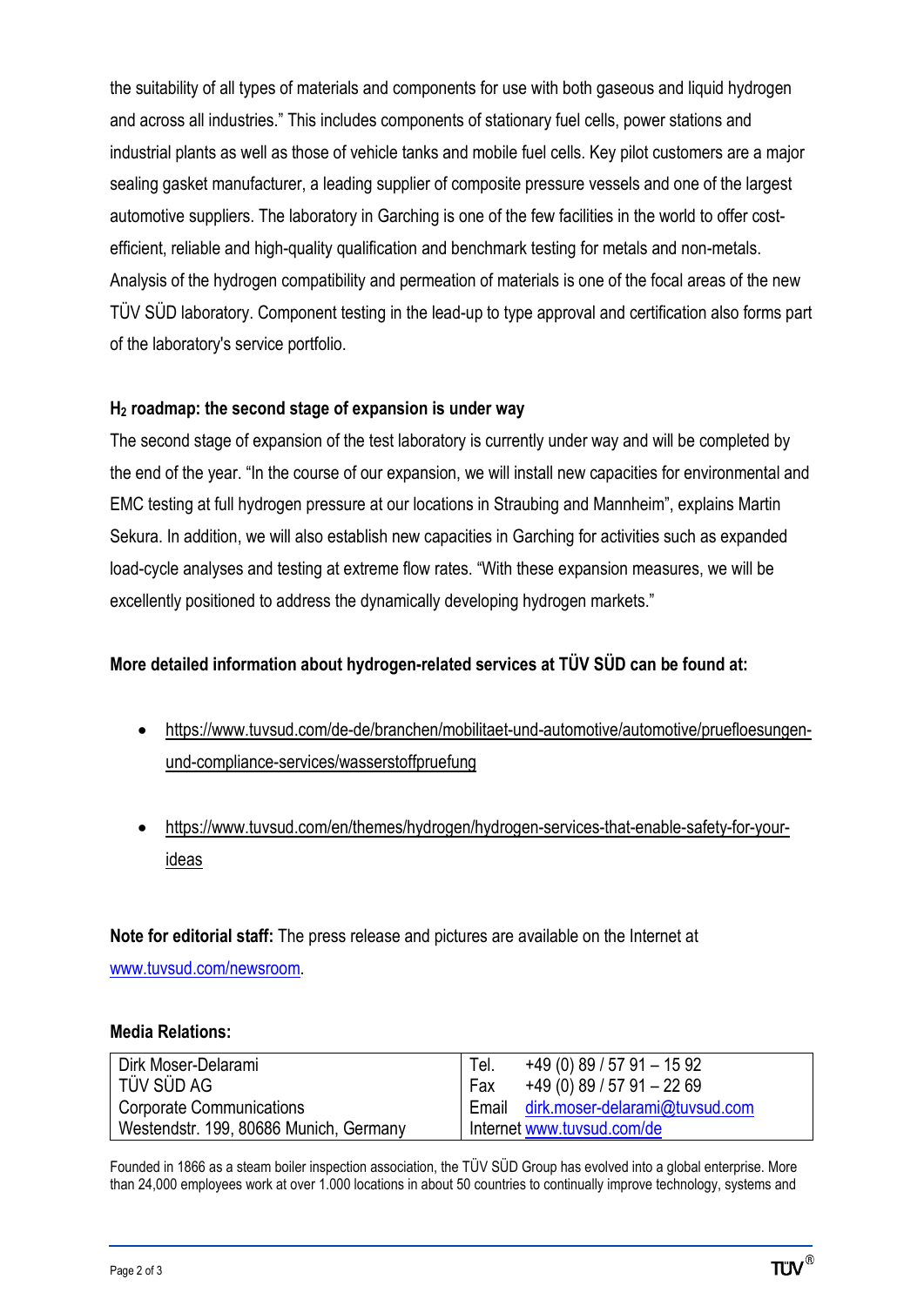the suitability of all types of materials and components for use with both gaseous and liquid hydrogen and across all industries." This includes components of stationary fuel cells, power stations and industrial plants as well as those of vehicle tanks and mobile fuel cells. Key pilot customers are a major sealing gasket manufacturer, a leading supplier of composite pressure vessels and one of the largest automotive suppliers. The laboratory in Garching is one of the few facilities in the world to offer cost-efficient, reliable and high-quality qualification and benchmark testing for metals and non-metals. Analysis of the hydrogen compatibility and permeation of materials is one of the focal areas of the new TÜV SÜD laboratory. Component testing in the lead-up to type approval and certification also forms part of the laboratory's service portfolio.

**$H_2$ roadmap: the second stage of expansion is under way**

The second stage of expansion of the test laboratory is currently under way and will be completed by the end of the year. "In the course of our expansion, we will install new capacities for environmental and EMC testing at full hydrogen pressure at our locations in Straubing and Mannheim", explains Martin Sekura. In addition, we will also establish new capacities in Garching for activities such as expanded load-cycle analyses and testing at extreme flow rates. "With these expansion measures, we will be excellently positioned to address the dynamically developing hydrogen markets."

**More detailed information about hydrogen-related services at TÜV SÜD can be found at:**

- https://www.tuvsud.com/de-de/branchen/mobilitaet-und-automotive/automotive/pruefloesungen-und-compliance-services/wasserstoffpruefung
- https://www.tuvsud.com/en/themes/hydrogen/hydrogen-services-that-enable-safety-for-your-ideas

**Note for editorial staff:** The press release and pictures are available on the Internet at www.tuvsud.com/newsroom.

**Media Relations:**

| | |
|---|---|
| Dirk Moser-Delarami | Tel. +49 (0) 89 / 57 91 – 15 92 |
| TÜV SÜD AG | Fax +49 (0) 89 / 57 91 – 22 69 |
| Corporate Communications | Email dirk.moser-delarami@tuvsud.com |
| Westendstr. 199, 80686 Munich, Germany | Internet www.tuvsud.com/de |

Founded in 1866 as a steam boiler inspection association, the TÜV SÜD Group has evolved into a global enterprise. More than 24,000 employees work at over 1.000 locations in about 50 countries to continually improve technology, systems and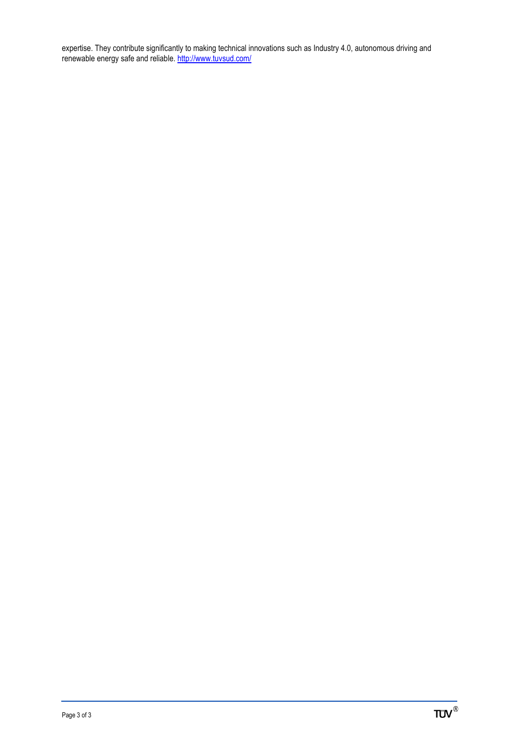expertise. They contribute significantly to making technical innovations such as Industry 4.0, autonomous driving and renewable energy safe and reliable. http://www.tuvsud.com/